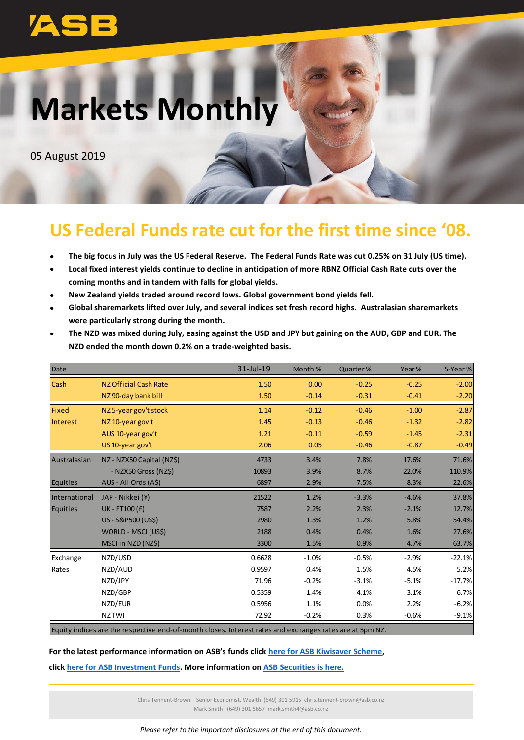ASB

# Markets Monthly

05 August 2019

## US Federal Funds rate cut for the first time since '08.

- **The big focus in July was the US Federal Reserve. The Federal Funds Rate was cut 0.25% on 31 July (US time).**
- **Local fixed interest yields continue to decline in anticipation of more RBNZ Official Cash Rate cuts over the coming months and in tandem with falls for global yields.**
- **New Zealand yields traded around record lows. Global government bond yields fell.**
- **Global sharemarkets lifted over July, and several indices set fresh record highs. Australasian sharemarkets were particularly strong during the month.**
- **The NZD was mixed during July, easing against the USD and JPY but gaining on the AUD, GBP and EUR. The NZD ended the month down 0.2% on a trade-weighted basis.**

| Date | | 31-Jul-19 | Month % | Quarter % | Year % | 5-Year % |
|---|---|---|---|---|---|---|
| Cash | NZ Official Cash Rate | 1.50 | 0.00 | -0.25 | -0.25 | -2.00 |
| | NZ 90-day bank bill | 1.50 | -0.14 | -0.31 | -0.41 | -2.20 |
| Fixed Interest | NZ 5-year gov't stock | 1.14 | -0.12 | -0.46 | -1.00 | -2.87 |
| | NZ 10-year gov't | 1.45 | -0.13 | -0.46 | -1.32 | -2.82 |
| | AUS 10-year gov't | 1.21 | -0.11 | -0.59 | -1.45 | -2.31 |
| | US 10-year gov't | 2.06 | 0.05 | -0.46 | -0.87 | -0.49 |
| Australasian Equities | NZ - NZX50 Capital (NZ$) | 4733 | 3.4% | 7.8% | 17.6% | 71.6% |
| | - NZX50 Gross (NZ$) | 10893 | 3.9% | 8.7% | 22.0% | 110.9% |
| | AUS - All Ords (A$) | 6897 | 2.9% | 7.5% | 8.3% | 22.6% |
| International Equities | JAP - Nikkei (¥) | 21522 | 1.2% | -3.3% | -4.6% | 37.8% |
| | UK - FT100 (£) | 7587 | 2.2% | 2.3% | -2.1% | 12.7% |
| | US - S&P500 (US$) | 2980 | 1.3% | 1.2% | 5.8% | 54.4% |
| | WORLD - MSCI (US$) | 2188 | 0.4% | 0.4% | 1.6% | 27.6% |
| | MSCI in NZD (NZ$) | 3300 | 1.5% | 0.9% | 4.7% | 63.7% |
| Exchange Rates | NZD/USD | 0.6628 | -1.0% | -0.5% | -2.9% | -22.1% |
| | NZD/AUD | 0.9597 | 0.4% | 1.5% | 4.5% | 5.2% |
| | NZD/JPY | 71.96 | -0.2% | -3.1% | -5.1% | -17.7% |
| | NZD/GBP | 0.5359 | 1.4% | 4.1% | 3.1% | 6.7% |
| | NZD/EUR | 0.5956 | 1.1% | 0.0% | 2.2% | -6.2% |
| | NZ TWI | 72.92 | -0.2% | 0.3% | -0.6% | -9.1% |

Equity indices are the respective end-of-month closes. Interest rates and exchanges rates are at 5pm NZ.

**For the latest performance information on ASB's funds click here for ASB Kiwisaver Scheme, click here for ASB Investment Funds. More information on ASB Securities is here.**

Chris Tennent-Brown – Senior Economist, Wealth (649) 301 5915 chris.tennent-brown@asb.co.nz
Mark Smith –(649) 301 5657 mark.smith4@asb.co.nz

*Please refer to the important disclosures at the end of this document.*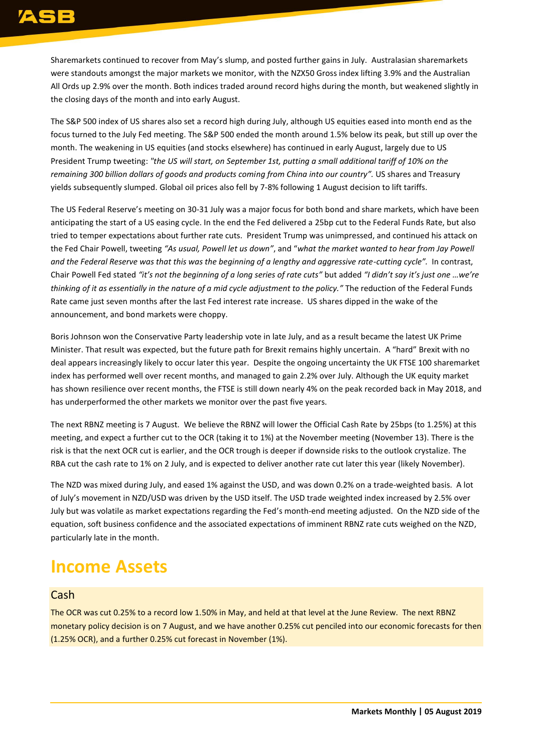Sharemarkets continued to recover from May's slump, and posted further gains in July. Australasian sharemarkets were standouts amongst the major markets we monitor, with the NZX50 Gross index lifting 3.9% and the Australian All Ords up 2.9% over the month. Both indices traded around record highs during the month, but weakened slightly in the closing days of the month and into early August.

The S&P 500 index of US shares also set a record high during July, although US equities eased into month end as the focus turned to the July Fed meeting. The S&P 500 ended the month around 1.5% below its peak, but still up over the month. The weakening in US equities (and stocks elsewhere) has continued in early August, largely due to US President Trump tweeting: *"the US will start, on September 1st, putting a small additional tariff of 10% on the remaining 300 billion dollars of goods and products coming from China into our country".* US shares and Treasury yields subsequently slumped. Global oil prices also fell by 7-8% following 1 August decision to lift tariffs.

The US Federal Reserve's meeting on 30-31 July was a major focus for both bond and share markets, which have been anticipating the start of a US easing cycle. In the end the Fed delivered a 25bp cut to the Federal Funds Rate, but also tried to temper expectations about further rate cuts. President Trump was unimpressed, and continued his attack on the Fed Chair Powell, tweeting *"As usual, Powell let us down"*, and "*what the market wanted to hear from Jay Powell and the Federal Reserve was that this was the beginning of a lengthy and aggressive rate-cutting cycle".* In contrast, Chair Powell Fed stated *"it's not the beginning of a long series of rate cuts"* but added *"I didn't say it's just one …we're thinking of it as essentially in the nature of a mid cycle adjustment to the policy."* The reduction of the Federal Funds Rate came just seven months after the last Fed interest rate increase. US shares dipped in the wake of the announcement, and bond markets were choppy.

Boris Johnson won the Conservative Party leadership vote in late July, and as a result became the latest UK Prime Minister. That result was expected, but the future path for Brexit remains highly uncertain. A "hard" Brexit with no deal appears increasingly likely to occur later this year. Despite the ongoing uncertainty the UK FTSE 100 sharemarket index has performed well over recent months, and managed to gain 2.2% over July. Although the UK equity market has shown resilience over recent months, the FTSE is still down nearly 4% on the peak recorded back in May 2018, and has underperformed the other markets we monitor over the past five years.

The next RBNZ meeting is 7 August. We believe the RBNZ will lower the Official Cash Rate by 25bps (to 1.25%) at this meeting, and expect a further cut to the OCR (taking it to 1%) at the November meeting (November 13). There is the risk is that the next OCR cut is earlier, and the OCR trough is deeper if downside risks to the outlook crystalize. The RBA cut the cash rate to 1% on 2 July, and is expected to deliver another rate cut later this year (likely November).

The NZD was mixed during July, and eased 1% against the USD, and was down 0.2% on a trade-weighted basis. A lot of July's movement in NZD/USD was driven by the USD itself. The USD trade weighted index increased by 2.5% over July but was volatile as market expectations regarding the Fed's month-end meeting adjusted. On the NZD side of the equation, soft business confidence and the associated expectations of imminent RBNZ rate cuts weighed on the NZD, particularly late in the month.

# Income Assets

## Cash

The OCR was cut 0.25% to a record low 1.50% in May, and held at that level at the June Review. The next RBNZ monetary policy decision is on 7 August, and we have another 0.25% cut penciled into our economic forecasts for then (1.25% OCR), and a further 0.25% cut forecast in November (1%).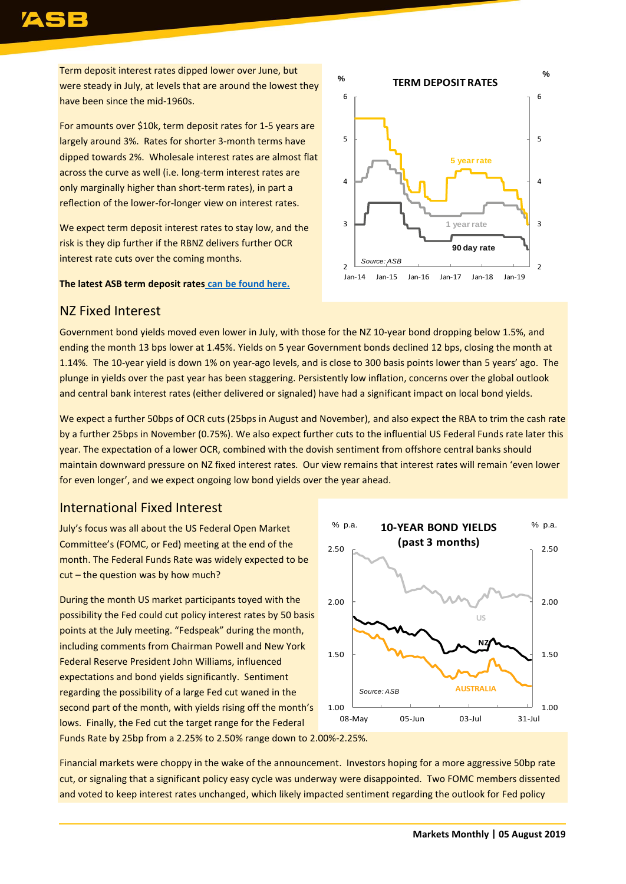Term deposit interest rates dipped lower over June, but were steady in July, at levels that are around the lowest they have been since the mid-1960s.

For amounts over $10k, term deposit rates for 1-5 years are largely around 3%. Rates for shorter 3-month terms have dipped towards 2%. Wholesale interest rates are almost flat across the curve as well (i.e. long-term interest rates are only marginally higher than short-term rates), in part a reflection of the lower-for-longer view on interest rates.

We expect term deposit interest rates to stay low, and the risk is they dip further if the RBNZ delivers further OCR interest rate cuts over the coming months.

**The latest ASB term deposit rates can be found here.**

## NZ Fixed Interest

Government bond yields moved even lower in July, with those for the NZ 10-year bond dropping below 1.5%, and ending the month 13 bps lower at 1.45%. Yields on 5 year Government bonds declined 12 bps, closing the month at 1.14%. The 10-year yield is down 1% on year-ago levels, and is close to 300 basis points lower than 5 years' ago. The plunge in yields over the past year has been staggering. Persistently low inflation, concerns over the global outlook and central bank interest rates (either delivered or signaled) have had a significant impact on local bond yields.

We expect a further 50bps of OCR cuts (25bps in August and November), and also expect the RBA to trim the cash rate by a further 25bps in November (0.75%). We also expect further cuts to the influential US Federal Funds rate later this year. The expectation of a lower OCR, combined with the dovish sentiment from offshore central banks should maintain downward pressure on NZ fixed interest rates. Our view remains that interest rates will remain 'even lower for even longer', and we expect ongoing low bond yields over the year ahead.

## International Fixed Interest

July's focus was all about the US Federal Open Market Committee's (FOMC, or Fed) meeting at the end of the month. The Federal Funds Rate was widely expected to be cut – the question was by how much?

During the month US market participants toyed with the possibility the Fed could cut policy interest rates by 50 basis points at the July meeting. "Fedspeak" during the month, including comments from Chairman Powell and New York Federal Reserve President John Williams, influenced expectations and bond yields significantly. Sentiment regarding the possibility of a large Fed cut waned in the second part of the month, with yields rising off the month's lows. Finally, the Fed cut the target range for the Federal Funds Rate by 25bp from a 2.25% to 2.50% range down to 2.00%-2.25%.

Financial markets were choppy in the wake of the announcement. Investors hoping for a more aggressive 50bp rate cut, or signaling that a significant policy easy cycle was underway were disappointed. Two FOMC members dissented and voted to keep interest rates unchanged, which likely impacted sentiment regarding the outlook for Fed policy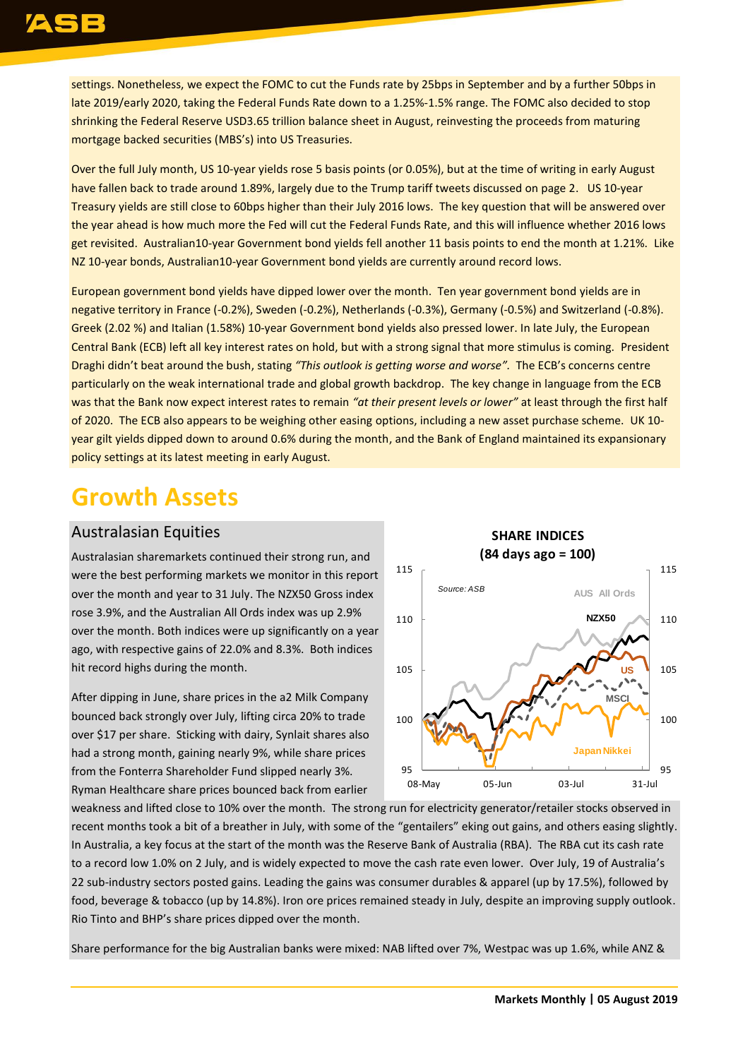settings. Nonetheless, we expect the FOMC to cut the Funds rate by 25bps in September and by a further 50bps in late 2019/early 2020, taking the Federal Funds Rate down to a 1.25%-1.5% range. The FOMC also decided to stop shrinking the Federal Reserve USD3.65 trillion balance sheet in August, reinvesting the proceeds from maturing mortgage backed securities (MBS's) into US Treasuries.

Over the full July month, US 10-year yields rose 5 basis points (or 0.05%), but at the time of writing in early August have fallen back to trade around 1.89%, largely due to the Trump tariff tweets discussed on page 2. US 10-year Treasury yields are still close to 60bps higher than their July 2016 lows. The key question that will be answered over the year ahead is how much more the Fed will cut the Federal Funds Rate, and this will influence whether 2016 lows get revisited. Australian10-year Government bond yields fell another 11 basis points to end the month at 1.21%. Like NZ 10-year bonds, Australian10-year Government bond yields are currently around record lows.

European government bond yields have dipped lower over the month. Ten year government bond yields are in negative territory in France (-0.2%), Sweden (-0.2%), Netherlands (-0.3%), Germany (-0.5%) and Switzerland (-0.8%). Greek (2.02 %) and Italian (1.58%) 10-year Government bond yields also pressed lower. In late July, the European Central Bank (ECB) left all key interest rates on hold, but with a strong signal that more stimulus is coming. President Draghi didn't beat around the bush, stating *"This outlook is getting worse and worse".* The ECB's concerns centre particularly on the weak international trade and global growth backdrop. The key change in language from the ECB was that the Bank now expect interest rates to remain *"at their present levels or lower"* at least through the first half of 2020. The ECB also appears to be weighing other easing options, including a new asset purchase scheme. UK 10-year gilt yields dipped down to around 0.6% during the month, and the Bank of England maintained its expansionary policy settings at its latest meeting in early August.

# Growth Assets

## Australasian Equities

Australasian sharemarkets continued their strong run, and were the best performing markets we monitor in this report over the month and year to 31 July. The NZX50 Gross index rose 3.9%, and the Australian All Ords index was up 2.9% over the month. Both indices were up significantly on a year ago, with respective gains of 22.0% and 8.3%. Both indices hit record highs during the month.

**SHARE INDICES**
**(84 days ago = 100)**

After dipping in June, share prices in the a2 Milk Company bounced back strongly over July, lifting circa 20% to trade over $17 per share. Sticking with dairy, Synlait shares also had a strong month, gaining nearly 9%, while share prices from the Fonterra Shareholder Fund slipped nearly 3%. Ryman Healthcare share prices bounced back from earlier weakness and lifted close to 10% over the month. The strong run for electricity generator/retailer stocks observed in recent months took a bit of a breather in July, with some of the "gentailers" eking out gains, and others easing slightly. In Australia, a key focus at the start of the month was the Reserve Bank of Australia (RBA). The RBA cut its cash rate to a record low 1.0% on 2 July, and is widely expected to move the cash rate even lower. Over July, 19 of Australia's 22 sub-industry sectors posted gains. Leading the gains was consumer durables & apparel (up by 17.5%), followed by food, beverage & tobacco (up by 14.8%). Iron ore prices remained steady in July, despite an improving supply outlook. Rio Tinto and BHP's share prices dipped over the month.

Share performance for the big Australian banks were mixed: NAB lifted over 7%, Westpac was up 1.6%, while ANZ &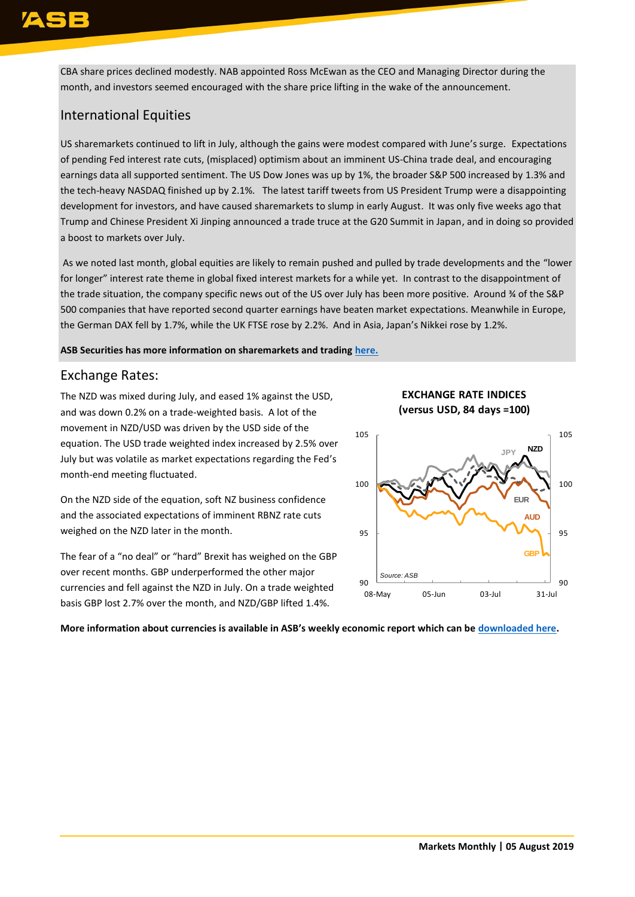CBA share prices declined modestly. NAB appointed Ross McEwan as the CEO and Managing Director during the month, and investors seemed encouraged with the share price lifting in the wake of the announcement.

## International Equities

US sharemarkets continued to lift in July, although the gains were modest compared with June's surge. Expectations of pending Fed interest rate cuts, (misplaced) optimism about an imminent US-China trade deal, and encouraging earnings data all supported sentiment. The US Dow Jones was up by 1%, the broader S&P 500 increased by 1.3% and the tech-heavy NASDAQ finished up by 2.1%. The latest tariff tweets from US President Trump were a disappointing development for investors, and have caused sharemarkets to slump in early August. It was only five weeks ago that Trump and Chinese President Xi Jinping announced a trade truce at the G20 Summit in Japan, and in doing so provided a boost to markets over July.

As we noted last month, global equities are likely to remain pushed and pulled by trade developments and the "lower for longer" interest rate theme in global fixed interest markets for a while yet. In contrast to the disappointment of the trade situation, the company specific news out of the US over July has been more positive. Around ¾ of the S&P 500 companies that have reported second quarter earnings have beaten market expectations. Meanwhile in Europe, the German DAX fell by 1.7%, while the UK FTSE rose by 2.2%. And in Asia, Japan's Nikkei rose by 1.2%.

**ASB Securities has more information on sharemarkets and trading here.**

## Exchange Rates:

The NZD was mixed during July, and eased 1% against the USD, and was down 0.2% on a trade-weighted basis. A lot of the movement in NZD/USD was driven by the USD side of the equation. The USD trade weighted index increased by 2.5% over July but was volatile as market expectations regarding the Fed's month-end meeting fluctuated.

On the NZD side of the equation, soft NZ business confidence and the associated expectations of imminent RBNZ rate cuts weighed on the NZD later in the month.

The fear of a "no deal" or "hard" Brexit has weighed on the GBP over recent months. GBP underperformed the other major currencies and fell against the NZD in July. On a trade weighted basis GBP lost 2.7% over the month, and NZD/GBP lifted 1.4%.

**EXCHANGE RATE INDICES (versus USD, 84 days =100)**

Source: ASB

**More information about currencies is available in ASB's weekly economic report which can be downloaded here.**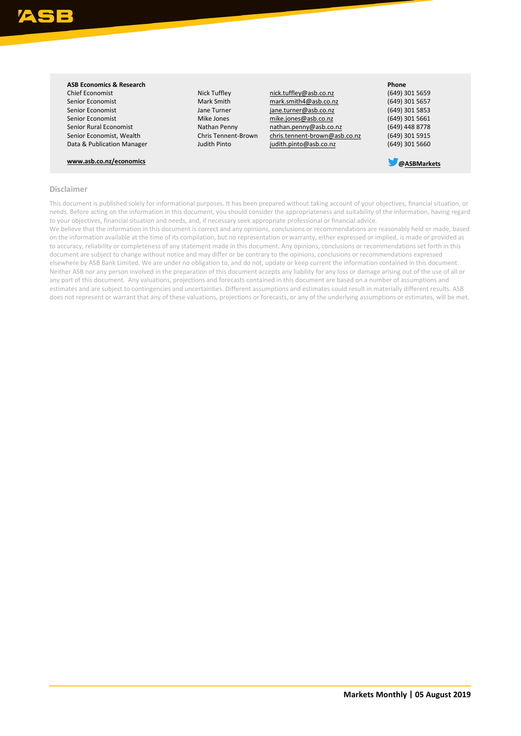| ASB Economics & Research | | | Phone |
|---|---|---|---|
| Chief Economist | Nick Tuffley | nick.tuffley@asb.co.nz | (649) 301 5659 |
| Senior Economist | Mark Smith | mark.smith4@asb.co.nz | (649) 301 5657 |
| Senior Economist | Jane Turner | jane.turner@asb.co.nz | (649) 301 5853 |
| Senior Economist | Mike Jones | mike.jones@asb.co.nz | (649) 301 5661 |
| Senior Rural Economist | Nathan Penny | nathan.penny@asb.co.nz | (649) 448 8778 |
| Senior Economist, Wealth | Chris Tennent-Brown | chris.tennent-brown@asb.co.nz | (649) 301 5915 |
| Data & Publication Manager | Judith Pinto | judith.pinto@asb.co.nz | (649) 301 5660 |

**www.asb.co.nz/economics**

**@ASBMarkets**

## Disclaimer

This document is published solely for informational purposes. It has been prepared without taking account of your objectives, financial situation, or needs. Before acting on the information in this document, you should consider the appropriateness and suitability of the information, having regard to your objectives, financial situation and needs, and, if necessary seek appropriate professional or financial advice.

We believe that the information in this document is correct and any opinions, conclusions or recommendations are reasonably held or made, based on the information available at the time of its compilation, but no representation or warranty, either expressed or implied, is made or provided as to accuracy, reliability or completeness of any statement made in this document. Any opinions, conclusions or recommendations set forth in this document are subject to change without notice and may differ or be contrary to the opinions, conclusions or recommendations expressed elsewhere by ASB Bank Limited. We are under no obligation to, and do not, update or keep current the information contained in this document. Neither ASB nor any person involved in the preparation of this document accepts any liability for any loss or damage arising out of the use of all or any part of this document. Any valuations, projections and forecasts contained in this document are based on a number of assumptions and estimates and are subject to contingencies and uncertainties. Different assumptions and estimates could result in materially different results. ASB does not represent or warrant that any of these valuations, projections or forecasts, or any of the underlying assumptions or estimates, will be met.